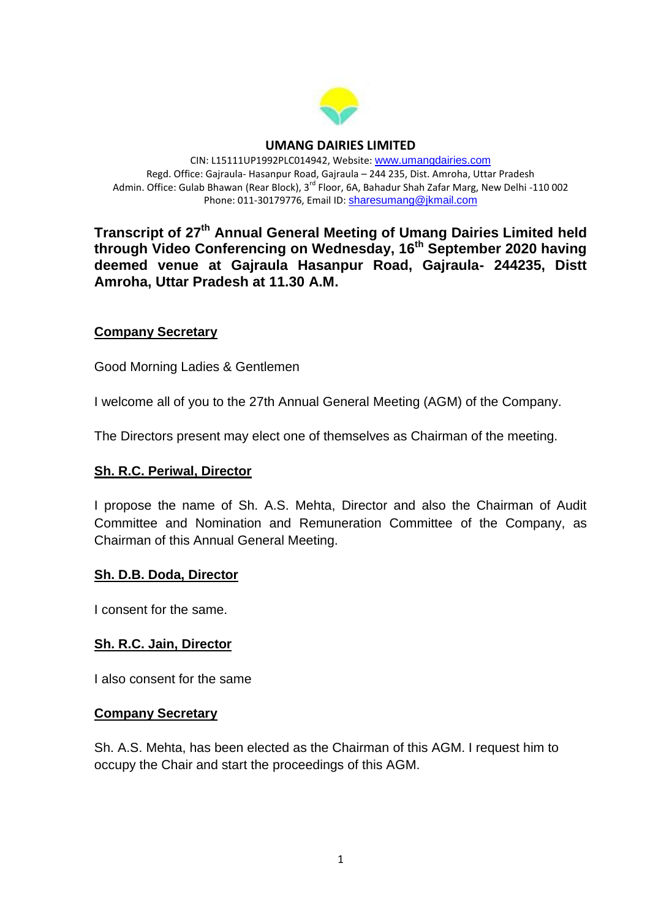**UMANG DAIRIES LIMITED**

CIN: L15111UP1992PLC014942, Website: www.umangdairies.com
Regd. Office: Gajraula- Hasanpur Road, Gajraula – 244 235, Dist. Amroha, Uttar Pradesh
Admin. Office: Gulab Bhawan (Rear Block), 3rd Floor, 6A, Bahadur Shah Zafar Marg, New Delhi -110 002
Phone: 011-30179776, Email ID: sharesumang@jkmail.com

# Transcript of 27th Annual General Meeting of Umang Dairies Limited held through Video Conferencing on Wednesday, 16th September 2020 having deemed venue at Gajraula Hasanpur Road, Gajraula- 244235, Distt Amroha, Uttar Pradesh at 11.30 A.M.

**Company Secretary**

Good Morning Ladies & Gentlemen

I welcome all of you to the 27th Annual General Meeting (AGM) of the Company.

The Directors present may elect one of themselves as Chairman of the meeting.

**Sh. R.C. Periwal, Director**

I propose the name of Sh. A.S. Mehta, Director and also the Chairman of Audit Committee and Nomination and Remuneration Committee of the Company, as Chairman of this Annual General Meeting.

**Sh. D.B. Doda, Director**

I consent for the same.

**Sh. R.C. Jain, Director**

I also consent for the same

**Company Secretary**

Sh. A.S. Mehta, has been elected as the Chairman of this AGM. I request him to occupy the Chair and start the proceedings of this AGM.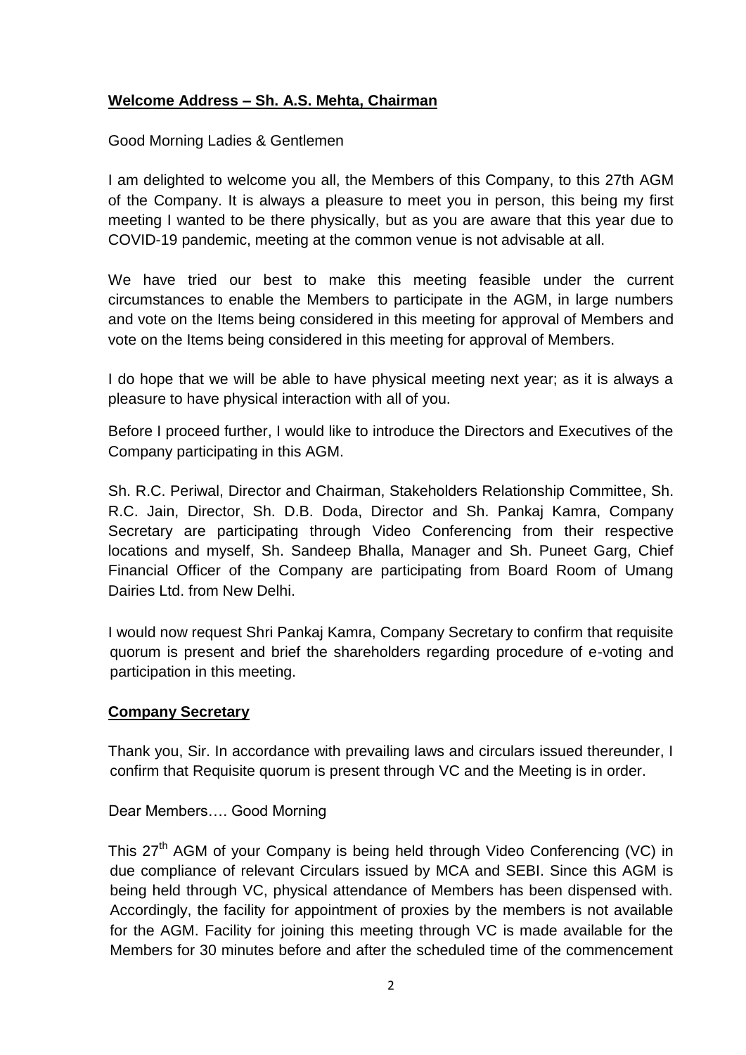**Welcome Address – Sh. A.S. Mehta, Chairman**

Good Morning Ladies & Gentlemen

I am delighted to welcome you all, the Members of this Company, to this 27th AGM of the Company. It is always a pleasure to meet you in person, this being my first meeting I wanted to be there physically, but as you are aware that this year due to COVID-19 pandemic, meeting at the common venue is not advisable at all.

We have tried our best to make this meeting feasible under the current circumstances to enable the Members to participate in the AGM, in large numbers and vote on the Items being considered in this meeting for approval of Members and vote on the Items being considered in this meeting for approval of Members.

I do hope that we will be able to have physical meeting next year; as it is always a pleasure to have physical interaction with all of you.

Before I proceed further, I would like to introduce the Directors and Executives of the Company participating in this AGM.

Sh. R.C. Periwal, Director and Chairman, Stakeholders Relationship Committee, Sh. R.C. Jain, Director, Sh. D.B. Doda, Director and Sh. Pankaj Kamra, Company Secretary are participating through Video Conferencing from their respective locations and myself, Sh. Sandeep Bhalla, Manager and Sh. Puneet Garg, Chief Financial Officer of the Company are participating from Board Room of Umang Dairies Ltd. from New Delhi.

I would now request Shri Pankaj Kamra, Company Secretary to confirm that requisite quorum is present and brief the shareholders regarding procedure of e-voting and participation in this meeting.

**Company Secretary**

Thank you, Sir. In accordance with prevailing laws and circulars issued thereunder, I confirm that Requisite quorum is present through VC and the Meeting is in order.

Dear Members…. Good Morning

This 27th AGM of your Company is being held through Video Conferencing (VC) in due compliance of relevant Circulars issued by MCA and SEBI. Since this AGM is being held through VC, physical attendance of Members has been dispensed with. Accordingly, the facility for appointment of proxies by the members is not available for the AGM. Facility for joining this meeting through VC is made available for the Members for 30 minutes before and after the scheduled time of the commencement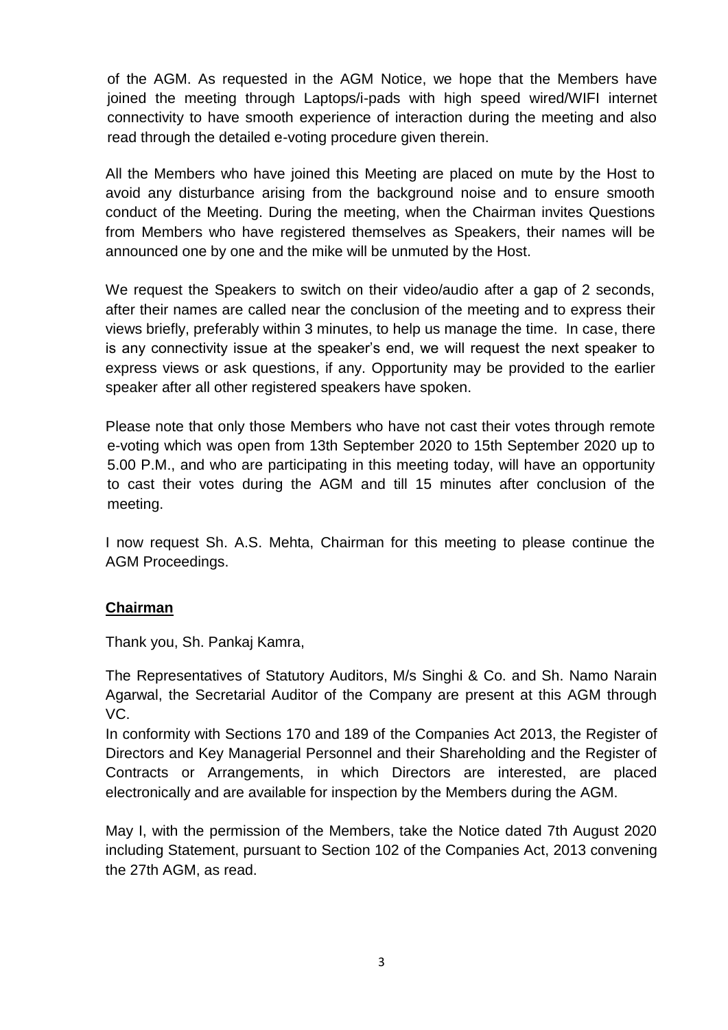of the AGM. As requested in the AGM Notice, we hope that the Members have joined the meeting through Laptops/i-pads with high speed wired/WIFI internet connectivity to have smooth experience of interaction during the meeting and also read through the detailed e-voting procedure given therein.

All the Members who have joined this Meeting are placed on mute by the Host to avoid any disturbance arising from the background noise and to ensure smooth conduct of the Meeting. During the meeting, when the Chairman invites Questions from Members who have registered themselves as Speakers, their names will be announced one by one and the mike will be unmuted by the Host.

We request the Speakers to switch on their video/audio after a gap of 2 seconds, after their names are called near the conclusion of the meeting and to express their views briefly, preferably within 3 minutes, to help us manage the time. In case, there is any connectivity issue at the speaker's end, we will request the next speaker to express views or ask questions, if any. Opportunity may be provided to the earlier speaker after all other registered speakers have spoken.

Please note that only those Members who have not cast their votes through remote e-voting which was open from 13th September 2020 to 15th September 2020 up to 5.00 P.M., and who are participating in this meeting today, will have an opportunity to cast their votes during the AGM and till 15 minutes after conclusion of the meeting.

I now request Sh. A.S. Mehta, Chairman for this meeting to please continue the AGM Proceedings.

**Chairman**

Thank you, Sh. Pankaj Kamra,

The Representatives of Statutory Auditors, M/s Singhi & Co. and Sh. Namo Narain Agarwal, the Secretarial Auditor of the Company are present at this AGM through VC.

In conformity with Sections 170 and 189 of the Companies Act 2013, the Register of Directors and Key Managerial Personnel and their Shareholding and the Register of Contracts or Arrangements, in which Directors are interested, are placed electronically and are available for inspection by the Members during the AGM.

May I, with the permission of the Members, take the Notice dated 7th August 2020 including Statement, pursuant to Section 102 of the Companies Act, 2013 convening the 27th AGM, as read.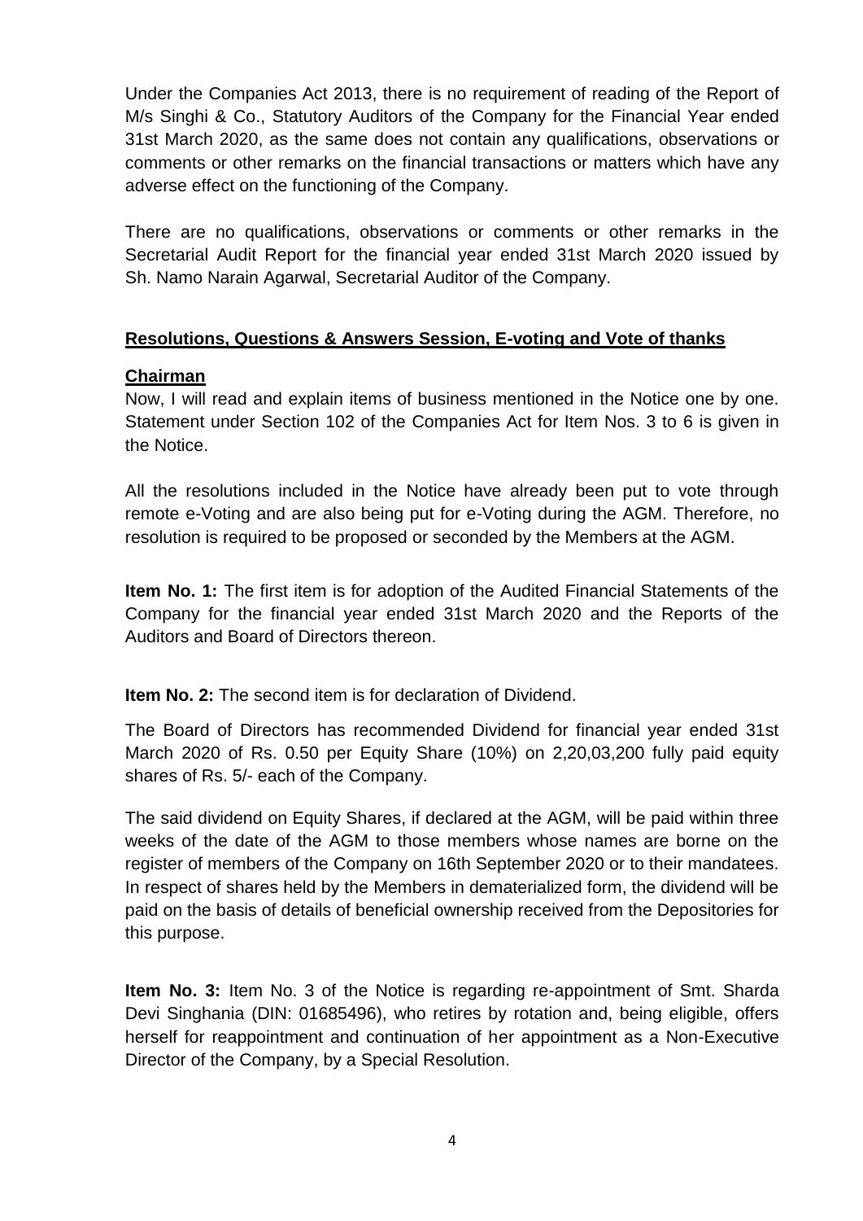Under the Companies Act 2013, there is no requirement of reading of the Report of M/s Singhi & Co., Statutory Auditors of the Company for the Financial Year ended 31st March 2020, as the same does not contain any qualifications, observations or comments or other remarks on the financial transactions or matters which have any adverse effect on the functioning of the Company.

There are no qualifications, observations or comments or other remarks in the Secretarial Audit Report for the financial year ended 31st March 2020 issued by Sh. Namo Narain Agarwal, Secretarial Auditor of the Company.

**Resolutions, Questions & Answers Session, E-voting and Vote of thanks**

**Chairman**

Now, I will read and explain items of business mentioned in the Notice one by one. Statement under Section 102 of the Companies Act for Item Nos. 3 to 6 is given in the Notice.

All the resolutions included in the Notice have already been put to vote through remote e-Voting and are also being put for e-Voting during the AGM. Therefore, no resolution is required to be proposed or seconded by the Members at the AGM.

**Item No. 1:** The first item is for adoption of the Audited Financial Statements of the Company for the financial year ended 31st March 2020 and the Reports of the Auditors and Board of Directors thereon.

**Item No. 2:** The second item is for declaration of Dividend.

The Board of Directors has recommended Dividend for financial year ended 31st March 2020 of Rs. 0.50 per Equity Share (10%) on 2,20,03,200 fully paid equity shares of Rs. 5/- each of the Company.

The said dividend on Equity Shares, if declared at the AGM, will be paid within three weeks of the date of the AGM to those members whose names are borne on the register of members of the Company on 16th September 2020 or to their mandatees. In respect of shares held by the Members in dematerialized form, the dividend will be paid on the basis of details of beneficial ownership received from the Depositories for this purpose.

**Item No. 3:** Item No. 3 of the Notice is regarding re-appointment of Smt. Sharda Devi Singhania (DIN: 01685496), who retires by rotation and, being eligible, offers herself for reappointment and continuation of her appointment as a Non-Executive Director of the Company, by a Special Resolution.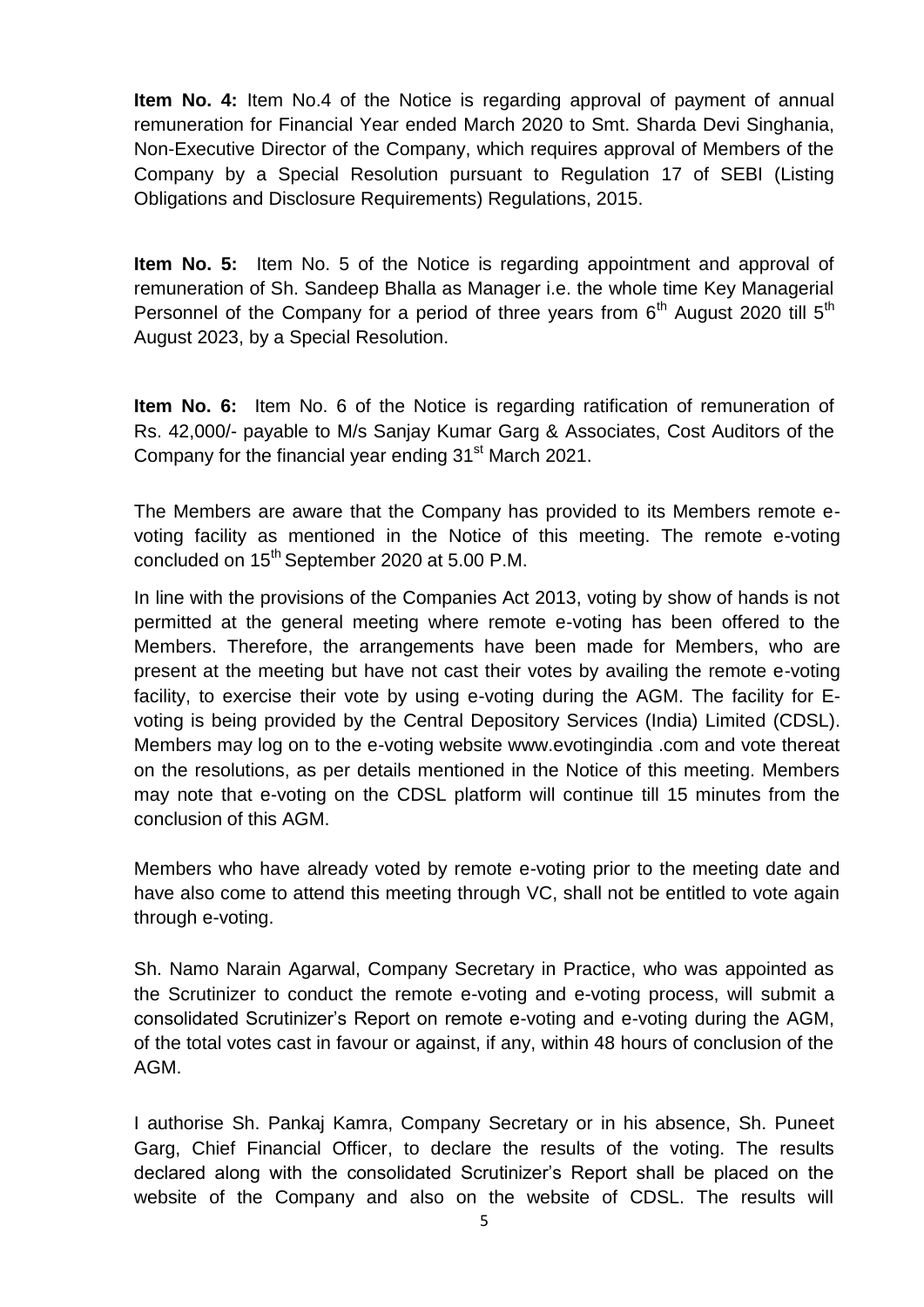**Item No. 4:** Item No.4 of the Notice is regarding approval of payment of annual remuneration for Financial Year ended March 2020 to Smt. Sharda Devi Singhania, Non-Executive Director of the Company, which requires approval of Members of the Company by a Special Resolution pursuant to Regulation 17 of SEBI (Listing Obligations and Disclosure Requirements) Regulations, 2015.

**Item No. 5:** Item No. 5 of the Notice is regarding appointment and approval of remuneration of Sh. Sandeep Bhalla as Manager i.e. the whole time Key Managerial Personnel of the Company for a period of three years from 6th August 2020 till 5th August 2023, by a Special Resolution.

**Item No. 6:** Item No. 6 of the Notice is regarding ratification of remuneration of Rs. 42,000/- payable to M/s Sanjay Kumar Garg & Associates, Cost Auditors of the Company for the financial year ending 31st March 2021.

The Members are aware that the Company has provided to its Members remote e-voting facility as mentioned in the Notice of this meeting. The remote e-voting concluded on 15th September 2020 at 5.00 P.M.

In line with the provisions of the Companies Act 2013, voting by show of hands is not permitted at the general meeting where remote e-voting has been offered to the Members. Therefore, the arrangements have been made for Members, who are present at the meeting but have not cast their votes by availing the remote e-voting facility, to exercise their vote by using e-voting during the AGM. The facility for E-voting is being provided by the Central Depository Services (India) Limited (CDSL). Members may log on to the e-voting website www.evotingindia .com and vote thereat on the resolutions, as per details mentioned in the Notice of this meeting. Members may note that e-voting on the CDSL platform will continue till 15 minutes from the conclusion of this AGM.

Members who have already voted by remote e-voting prior to the meeting date and have also come to attend this meeting through VC, shall not be entitled to vote again through e-voting.

Sh. Namo Narain Agarwal, Company Secretary in Practice, who was appointed as the Scrutinizer to conduct the remote e-voting and e-voting process, will submit a consolidated Scrutinizer's Report on remote e-voting and e-voting during the AGM, of the total votes cast in favour or against, if any, within 48 hours of conclusion of the AGM.

I authorise Sh. Pankaj Kamra, Company Secretary or in his absence, Sh. Puneet Garg, Chief Financial Officer, to declare the results of the voting. The results declared along with the consolidated Scrutinizer's Report shall be placed on the website of the Company and also on the website of CDSL. The results will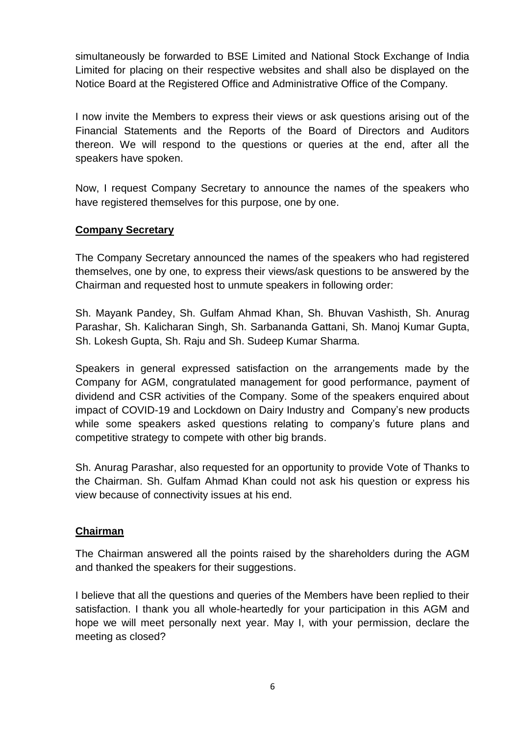simultaneously be forwarded to BSE Limited and National Stock Exchange of India Limited for placing on their respective websites and shall also be displayed on the Notice Board at the Registered Office and Administrative Office of the Company.

I now invite the Members to express their views or ask questions arising out of the Financial Statements and the Reports of the Board of Directors and Auditors thereon. We will respond to the questions or queries at the end, after all the speakers have spoken.

Now, I request Company Secretary to announce the names of the speakers who have registered themselves for this purpose, one by one.

**Company Secretary**

The Company Secretary announced the names of the speakers who had registered themselves, one by one, to express their views/ask questions to be answered by the Chairman and requested host to unmute speakers in following order:

Sh. Mayank Pandey, Sh. Gulfam Ahmad Khan, Sh. Bhuvan Vashisth, Sh. Anurag Parashar, Sh. Kalicharan Singh, Sh. Sarbananda Gattani, Sh. Manoj Kumar Gupta, Sh. Lokesh Gupta, Sh. Raju and Sh. Sudeep Kumar Sharma.

Speakers in general expressed satisfaction on the arrangements made by the Company for AGM, congratulated management for good performance, payment of dividend and CSR activities of the Company. Some of the speakers enquired about impact of COVID-19 and Lockdown on Dairy Industry and Company's new products while some speakers asked questions relating to company's future plans and competitive strategy to compete with other big brands.

Sh. Anurag Parashar, also requested for an opportunity to provide Vote of Thanks to the Chairman. Sh. Gulfam Ahmad Khan could not ask his question or express his view because of connectivity issues at his end.

**Chairman**

The Chairman answered all the points raised by the shareholders during the AGM and thanked the speakers for their suggestions.

I believe that all the questions and queries of the Members have been replied to their satisfaction. I thank you all whole-heartedly for your participation in this AGM and hope we will meet personally next year. May I, with your permission, declare the meeting as closed?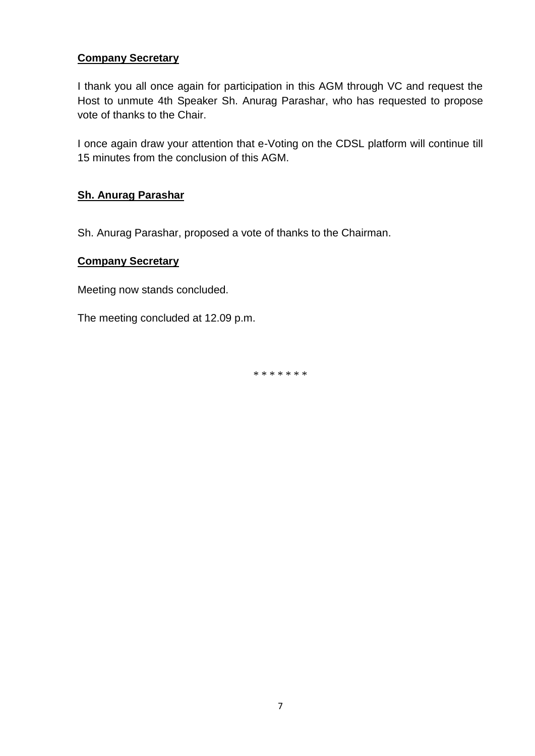**Company Secretary**

I thank you all once again for participation in this AGM through VC and request the Host to unmute 4th Speaker Sh. Anurag Parashar, who has requested to propose vote of thanks to the Chair.

I once again draw your attention that e-Voting on the CDSL platform will continue till 15 minutes from the conclusion of this AGM.

**Sh. Anurag Parashar**

Sh. Anurag Parashar, proposed a vote of thanks to the Chairman.

**Company Secretary**

Meeting now stands concluded.

The meeting concluded at 12.09 p.m.

* * * * * * *